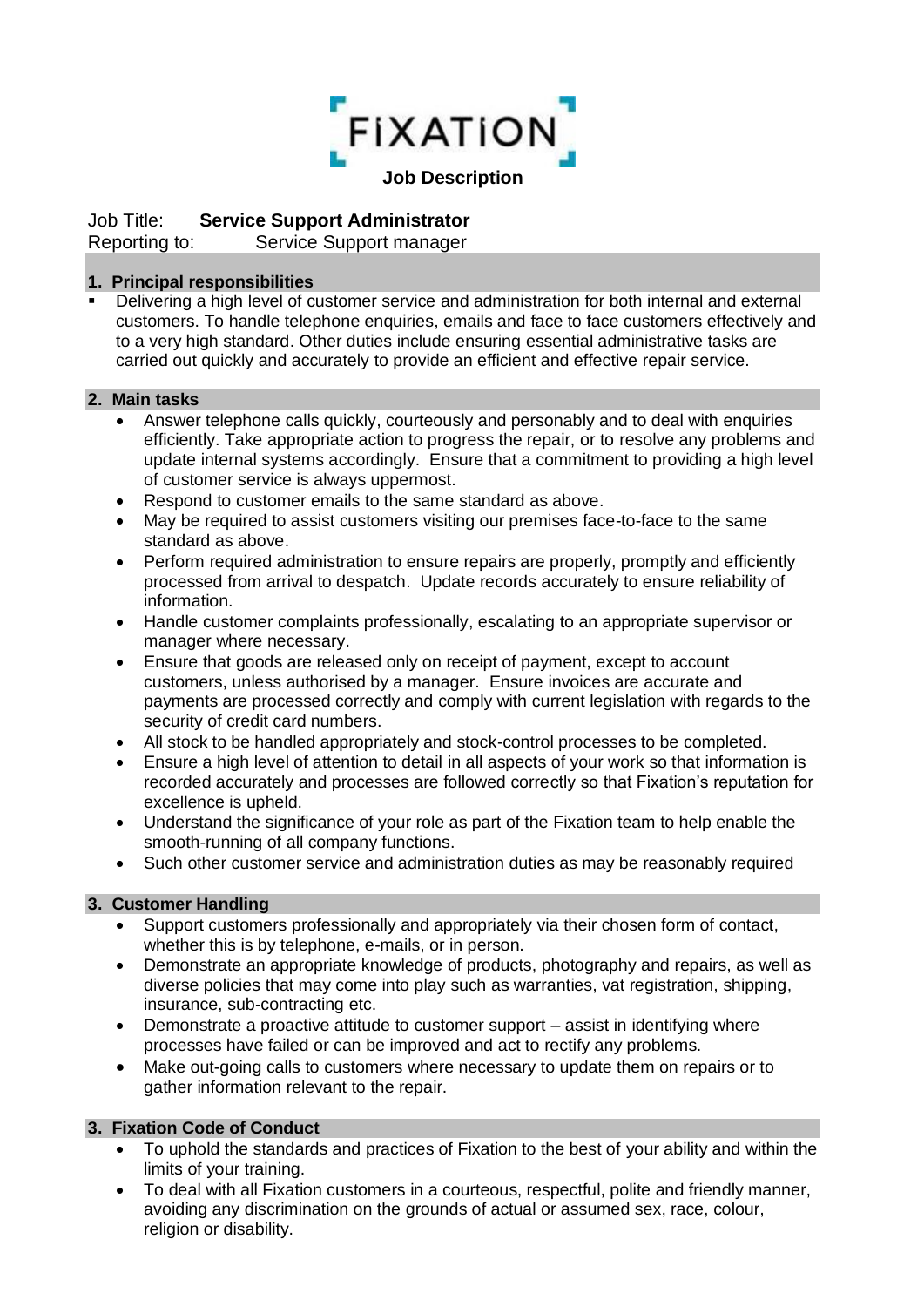# FiXATiON

**Job Description**

Job Title: **Service Support Administrator**
Reporting to: Service Support manager

## 1. Principal responsibilities

- Delivering a high level of customer service and administration for both internal and external customers. To handle telephone enquiries, emails and face to face customers effectively and to a very high standard. Other duties include ensuring essential administrative tasks are carried out quickly and accurately to provide an efficient and effective repair service.

## 2. Main tasks

- Answer telephone calls quickly, courteously and personably and to deal with enquiries efficiently. Take appropriate action to progress the repair, or to resolve any problems and update internal systems accordingly. Ensure that a commitment to providing a high level of customer service is always uppermost.
- Respond to customer emails to the same standard as above.
- May be required to assist customers visiting our premises face-to-face to the same standard as above.
- Perform required administration to ensure repairs are properly, promptly and efficiently processed from arrival to despatch. Update records accurately to ensure reliability of information.
- Handle customer complaints professionally, escalating to an appropriate supervisor or manager where necessary.
- Ensure that goods are released only on receipt of payment, except to account customers, unless authorised by a manager. Ensure invoices are accurate and payments are processed correctly and comply with current legislation with regards to the security of credit card numbers.
- All stock to be handled appropriately and stock-control processes to be completed.
- Ensure a high level of attention to detail in all aspects of your work so that information is recorded accurately and processes are followed correctly so that Fixation's reputation for excellence is upheld.
- Understand the significance of your role as part of the Fixation team to help enable the smooth-running of all company functions.
- Such other customer service and administration duties as may be reasonably required

## 3. Customer Handling

- Support customers professionally and appropriately via their chosen form of contact, whether this is by telephone, e-mails, or in person.
- Demonstrate an appropriate knowledge of products, photography and repairs, as well as diverse policies that may come into play such as warranties, vat registration, shipping, insurance, sub-contracting etc.
- Demonstrate a proactive attitude to customer support – assist in identifying where processes have failed or can be improved and act to rectify any problems.
- Make out-going calls to customers where necessary to update them on repairs or to gather information relevant to the repair.

## 3. Fixation Code of Conduct

- To uphold the standards and practices of Fixation to the best of your ability and within the limits of your training.
- To deal with all Fixation customers in a courteous, respectful, polite and friendly manner, avoiding any discrimination on the grounds of actual or assumed sex, race, colour, religion or disability.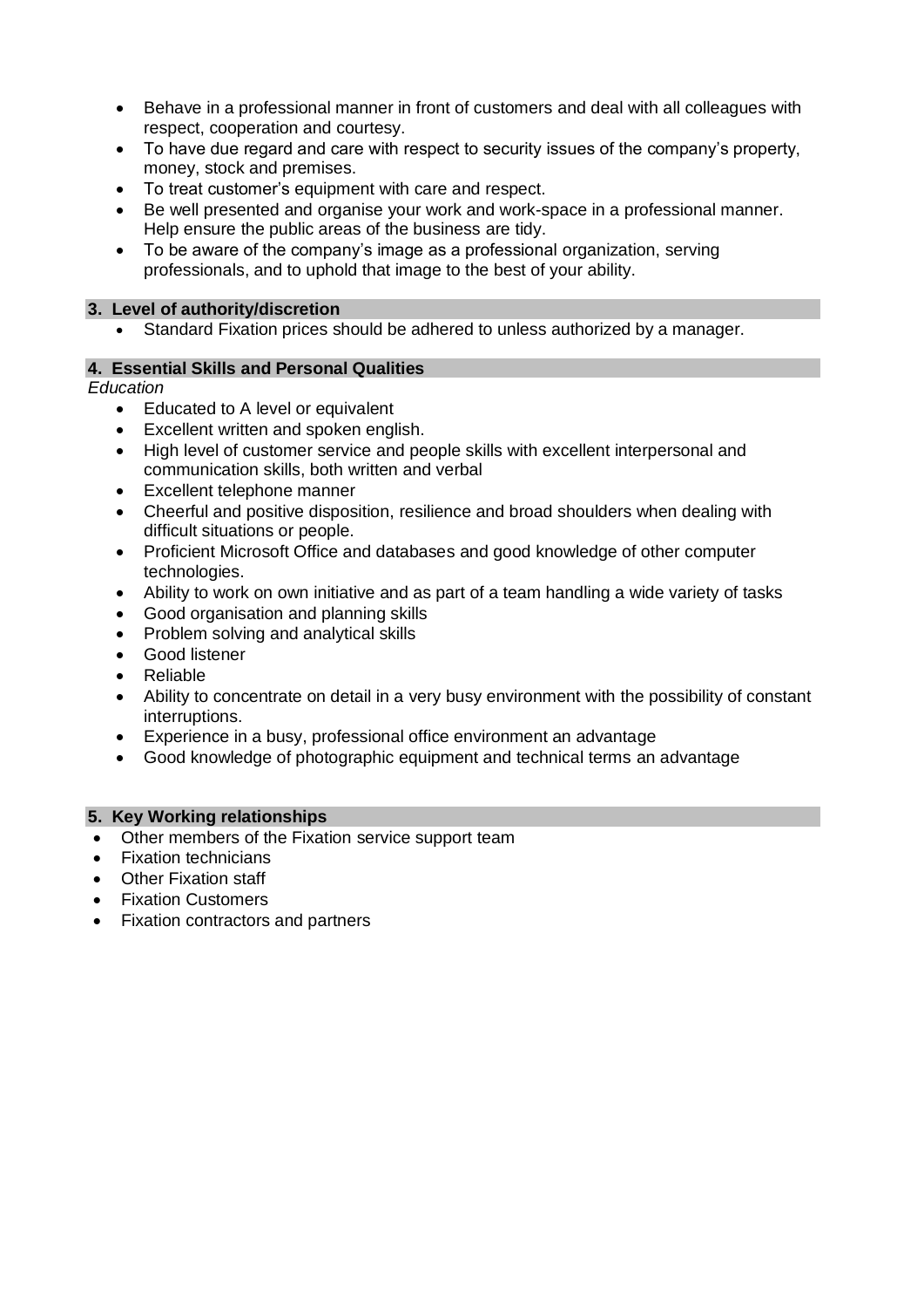- Behave in a professional manner in front of customers and deal with all colleagues with respect, cooperation and courtesy.
- To have due regard and care with respect to security issues of the company's property, money, stock and premises.
- To treat customer's equipment with care and respect.
- Be well presented and organise your work and work-space in a professional manner. Help ensure the public areas of the business are tidy.
- To be aware of the company's image as a professional organization, serving professionals, and to uphold that image to the best of your ability.

## 3. Level of authority/discretion

- Standard Fixation prices should be adhered to unless authorized by a manager.

## 4. Essential Skills and Personal Qualities

*Education*

- Educated to A level or equivalent
- Excellent written and spoken english.
- High level of customer service and people skills with excellent interpersonal and communication skills, both written and verbal
- Excellent telephone manner
- Cheerful and positive disposition, resilience and broad shoulders when dealing with difficult situations or people.
- Proficient Microsoft Office and databases and good knowledge of other computer technologies.
- Ability to work on own initiative and as part of a team handling a wide variety of tasks
- Good organisation and planning skills
- Problem solving and analytical skills
- Good listener
- Reliable
- Ability to concentrate on detail in a very busy environment with the possibility of constant interruptions.
- Experience in a busy, professional office environment an advantage
- Good knowledge of photographic equipment and technical terms an advantage

## 5. Key Working relationships

- Other members of the Fixation service support team
- Fixation technicians
- Other Fixation staff
- Fixation Customers
- Fixation contractors and partners